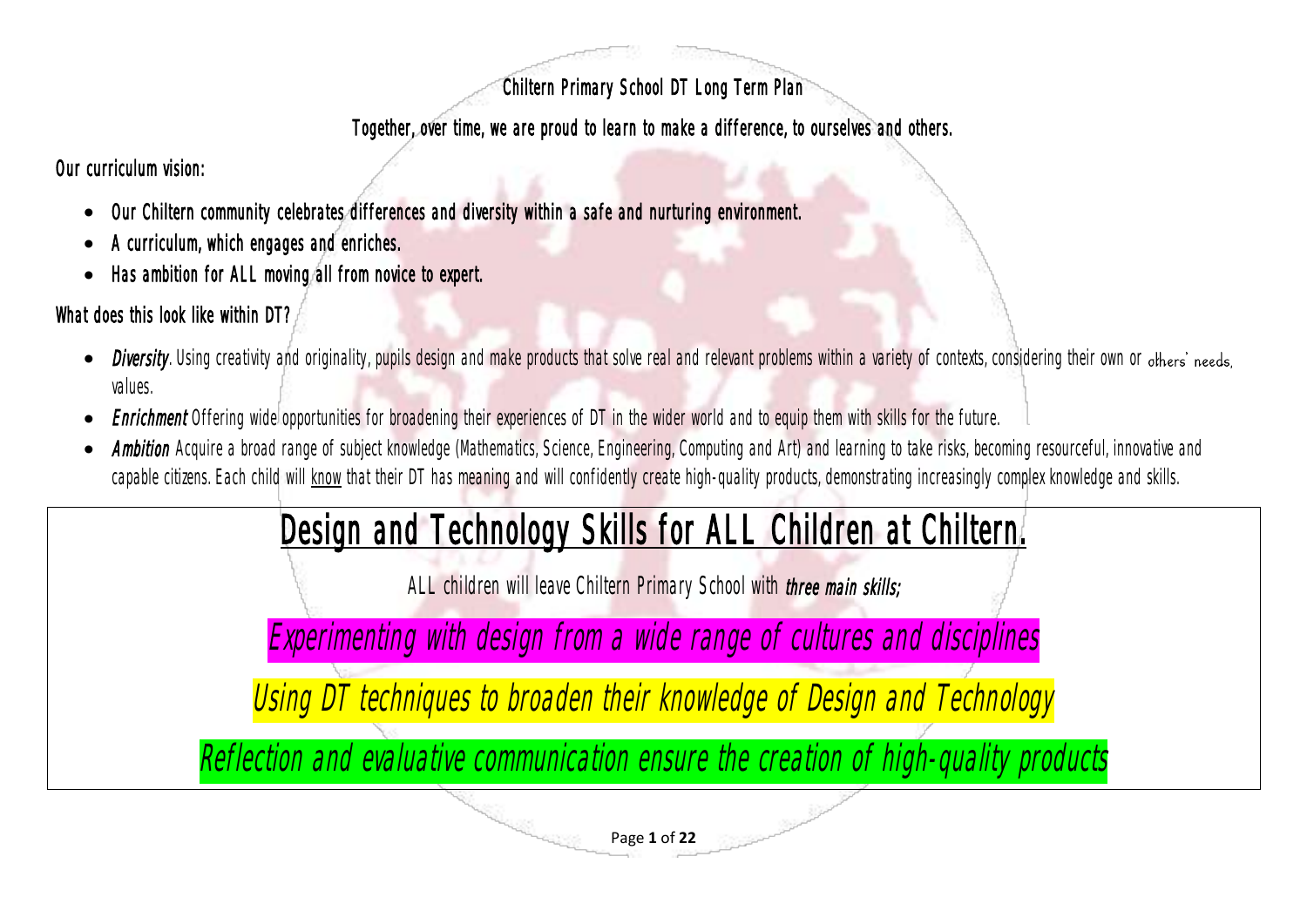# Chiltern Primary School DT Long Term Plan

**Together, over time, we are proud to learn to make a difference, to ourselves and others.**

**Our curriculum vision:**

- **Our Chiltern community celebrates differences and diversity within a safe and nurturing environment.**
- **A curriculum, which engages and enriches.**
- **Has ambition for ALL moving all from novice to expert.**

**What does this look like within DT?**

- ***Diversity*.** Using creativity and originality, pupils design and make products that solve real and relevant problems within a variety of contexts, considering their own or others' needs, values.
- ***Enrichment*** Offering wide opportunities for broadening their experiences of DT in the wider world and to equip them with skills for the future.
- ***Ambition*** Acquire a broad range of subject knowledge (Mathematics, Science, Engineering, Computing and Art) and learning to take risks, becoming resourceful, innovative and capable citizens. Each child will know that their DT has meaning and will confidently create high-quality products, demonstrating increasingly complex knowledge and skills.

## Design and Technology Skills for ALL Children at Chiltern.

ALL children will leave Chiltern Primary School with ***three main skills;***

*Experimenting with design from a wide range of cultures and disciplines*

*Using DT techniques to broaden their knowledge of Design and Technology*

*Reflection and evaluative communication ensure the creation of high-quality products*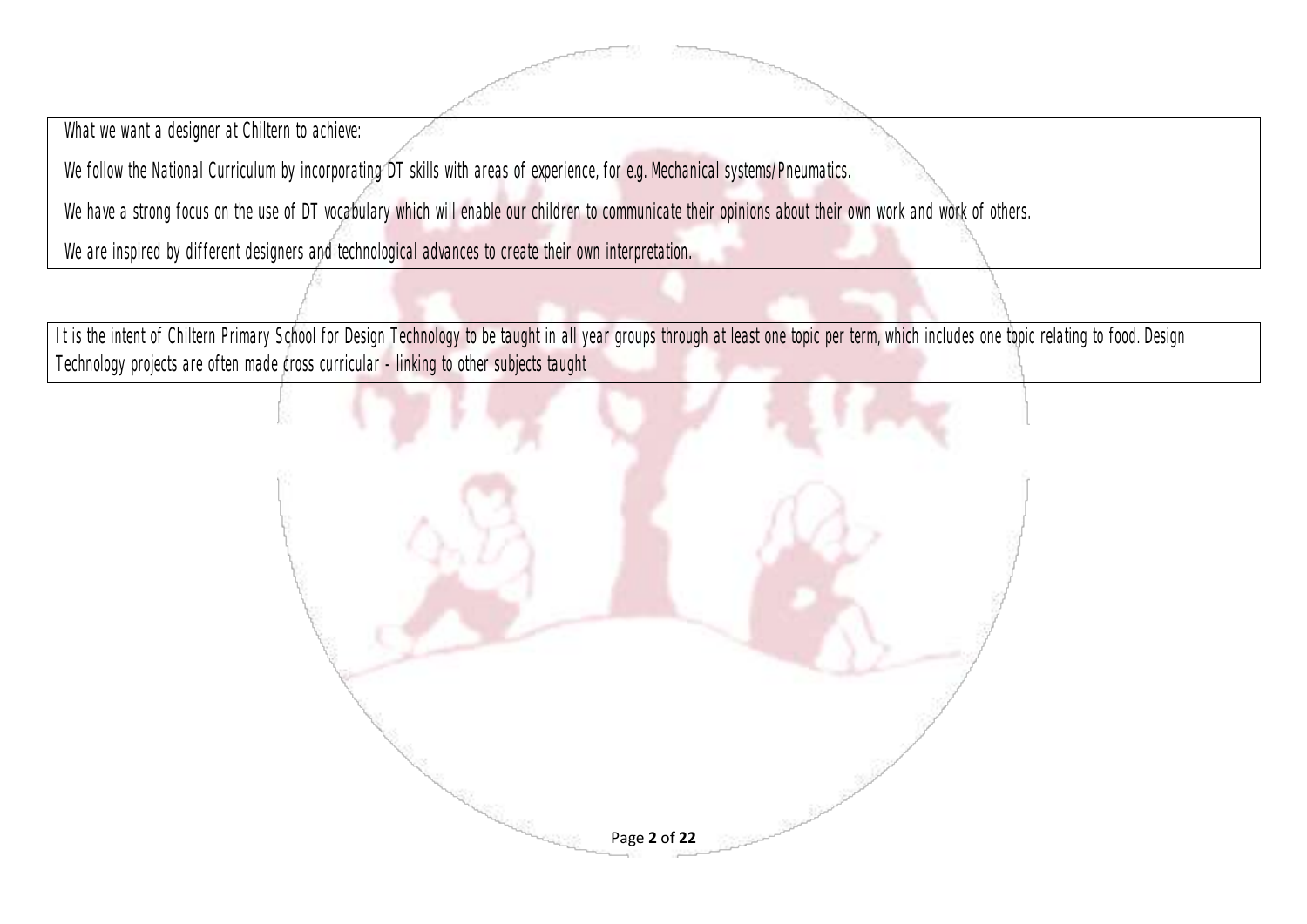What we want a designer at Chiltern to achieve:

We follow the National Curriculum by incorporating DT skills with areas of experience, for e.g. Mechanical systems/Pneumatics.

We have a strong focus on the use of DT vocabulary which will enable our children to communicate their opinions about their own work and work of others.

We are inspired by different designers and technological advances to create their own interpretation.

It is the intent of Chiltern Primary School for Design Technology to be taught in all year groups through at least one topic per term, which includes one topic relating to food. Design Technology projects are often made cross curricular - linking to other subjects taught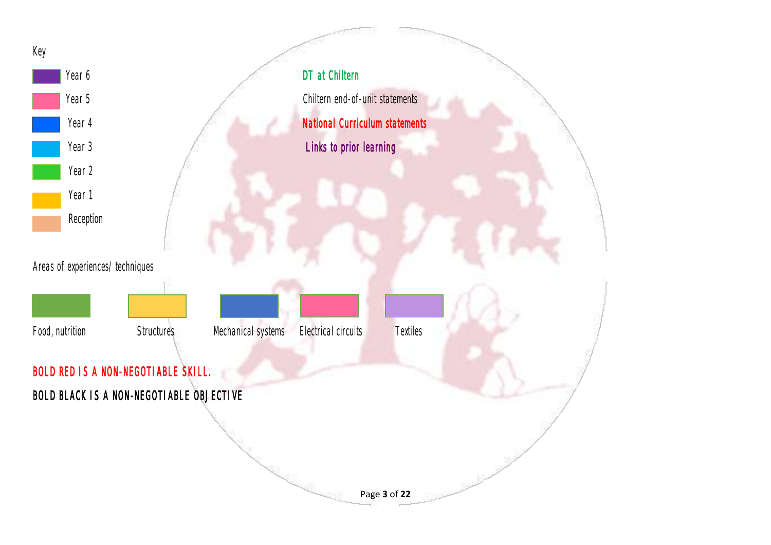Key

- Year 6
- Year 5
- Year 4
- Year 3
- Year 2
- Year 1
- Reception

DT at Chiltern

Chiltern end-of-unit statements

**National Curriculum statements**

Links to prior learning

Areas of experiences/ techniques

- Food, nutrition
- Structures
- Mechanical systems
- Electrical circuits
- Textiles

**BOLD RED IS A NON-NEGOTIABLE SKILL.**

**BOLD BLACK IS A NON-NEGOTIABLE OBJECTIVE**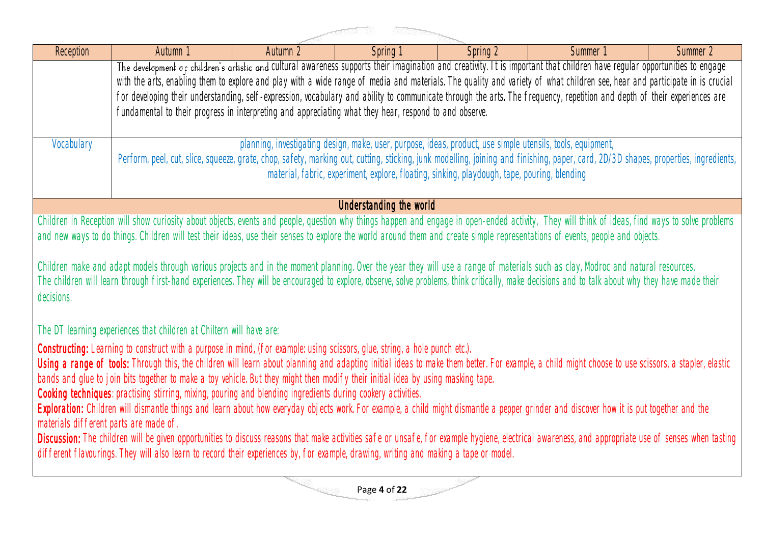| Reception | Autumn 1 | Autumn 2 | Spring 1 | Spring 2 | Summer 1 | Summer 2 |
|---|---|---|---|---|---|---|
| | The development of children's artistic and cultural awareness supports their imagination and creativity. It is important that children have regular opportunities to engage with the arts, enabling them to explore and play with a wide range of media and materials. The quality and variety of what children see, hear and participate in is crucial for developing their understanding, self-expression, vocabulary and ability to communicate through the arts. The frequency, repetition and depth of their experiences are fundamental to their progress in interpreting and appreciating what they hear, respond to and observe. | | | | | |
| Vocabulary | planning, investigating design, make, user, purpose, ideas, product, use simple utensils, tools, equipment, Perform, peel, cut, slice, squeeze, grate, chop, safety, marking out, cutting, sticking, junk modelling, joining and finishing, paper, card, 2D/3D shapes, properties, ingredients, material, fabric, experiment, explore, floating, sinking, playdough, tape, pouring, blending | | | | | |

## Understanding the world

Children in Reception will show curiosity about objects, events and people, question why things happen and engage in open-ended activity, They will think of ideas, find ways to solve problems and new ways to do things. Children will test their ideas, use their senses to explore the world around them and create simple representations of events, people and objects.

Children make and adapt models through various projects and in the moment planning. Over the year they will use a range of materials such as clay, Modroc and natural resources.
The children will learn through first-hand experiences. They will be encouraged to explore, observe, solve problems, think critically, make decisions and to talk about why they have made their decisions.

The DT learning experiences that children at Chiltern will have are:

**Constructing:** Learning to construct with a purpose in mind, (for example: using scissors, glue, string, a hole punch etc.).
**Using a range of tools:** Through this, the children will learn about planning and adapting initial ideas to make them better. For example, a child might choose to use scissors, a stapler, elastic bands and glue to join bits together to make a toy vehicle. But they might then modify their initial idea by using masking tape.
**Cooking techniques**: practising stirring, mixing, pouring and blending ingredients during cookery activities.
**Exploration:** Children will dismantle things and learn about how everyday objects work. For example, a child might dismantle a pepper grinder and discover how it is put together and the materials different parts are made of.
**Discussion:** The children will be given opportunities to discuss reasons that make activities safe or unsafe, for example hygiene, electrical awareness, and appropriate use of senses when tasting different flavourings. They will also learn to record their experiences by, for example, drawing, writing and making a tape or model.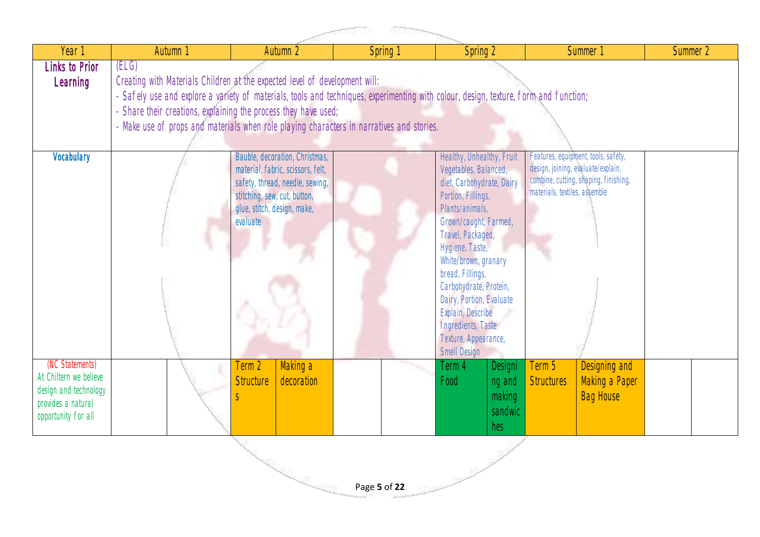| Year 1 | Autumn 1 | | Autumn 2 | | Spring 1 | | Spring 2 | | Summer 1 | | Summer 2 | |
|---|---|---|---|---|---|---|---|---|---|---|---|---|
| Links to Prior Learning | (ELG)<br>Creating with Materials Children at the expected level of development will:<br>- Safely use and explore a variety of materials, tools and techniques, experimenting with colour, design, texture, form and function;<br>- Share their creations, explaining the process they have used;<br>- Make use of props and materials when role playing characters in narratives and stories. | | | | | | | | | | | |
| Vocabulary | | | Bauble, decoration, Christmas, material, fabric, scissors, felt, safety, thread, needle, sewing, stitching, sew, cut, button, glue, stitch, design, make, evaluate | | | | Healthy, Unhealthy, Fruit Vegetables, Balanced, diet, Carbohydrate, Dairy Portion, Fillings, Plants/animals, Grown/caught, Farmed, Travel, Packaged, Hygiene, Taste, White/brown, granary bread, Fillings, Carbohydrate, Protein, Dairy, Portion, Evaluate Explain, Describe Ingredients, Taste Texture, Appearance, Smell Design | | Features, equipment, tools, safety, design, joining, evaluate/explain, combine, cutting, shaping, finishing, materials, textiles, assemble | | | |
| (NC Statements)<br>At Chiltern we believe design and technology provides a natural opportunity for all | | | Term 2 Structures | Making a decoration | | | Term 4 Food | Designing and making sandwiches | Term 5 Structures | Designing and Making a Paper Bag House | | |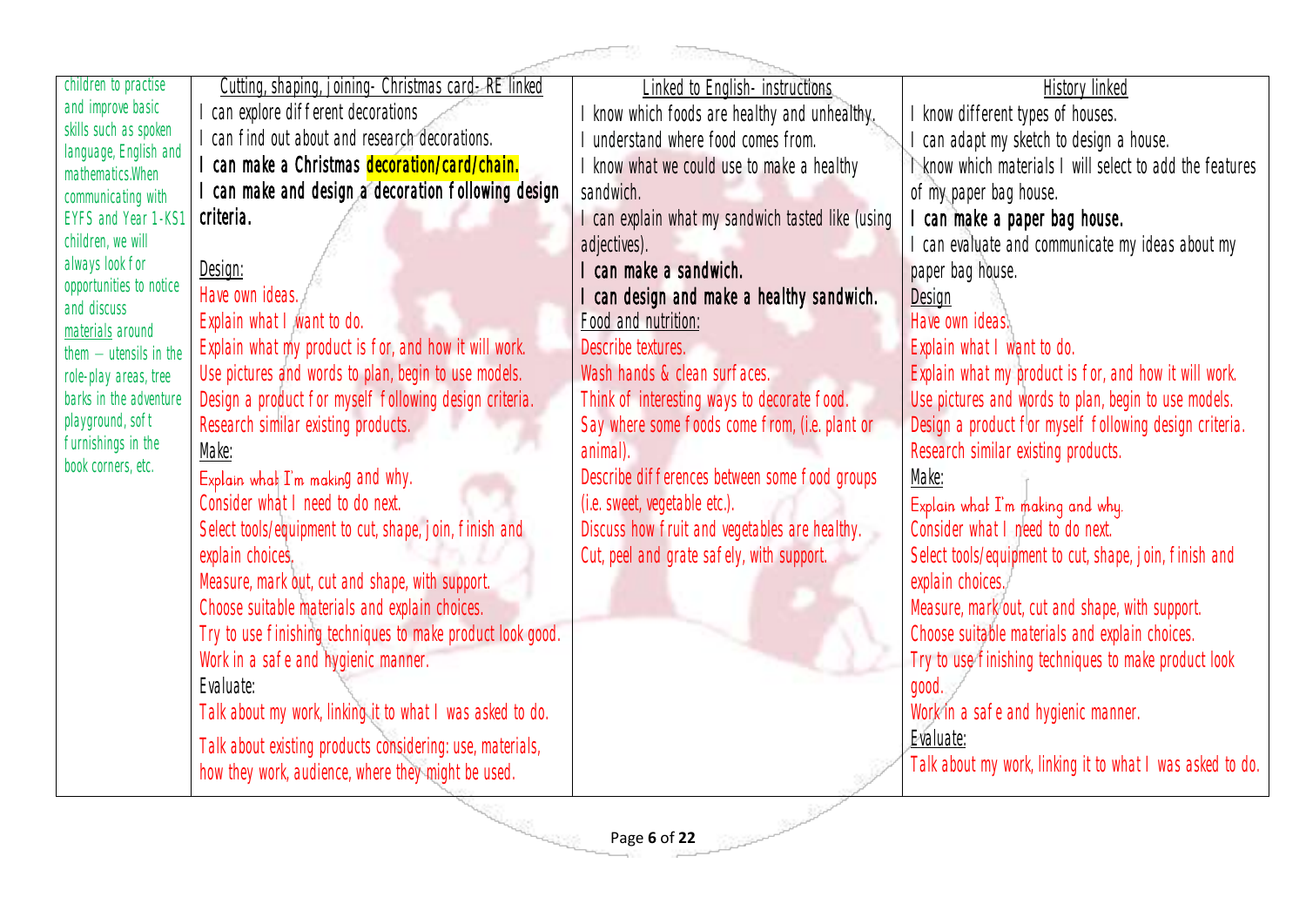| | | | |
|---|---|---|---|
| children to practise and improve basic skills such as spoken language, English and mathematics.When communicating with EYFS and Year 1-KS1 children, we will always look for opportunities to notice and discuss materials around them – utensils in the role-play areas, tree barks in the adventure playground, soft furnishings in the book corners, etc. | Cutting, shaping, joining- Christmas card- RE linked<br>I can explore different decorations<br>I can find out about and research decorations.<br>**I can make a Christmas decoration/card/chain.**<br>**I can make and design a decoration following design criteria.**<br><br>Design:<br>Have own ideas.<br>Explain what I want to do.<br>Explain what my product is for, and how it will work.<br>Use pictures and words to plan, begin to use models.<br>Design a product for myself following design criteria.<br>Research similar existing products.<br>Make:<br>Explain what I'm making and why.<br>Consider what I need to do next.<br>Select tools/equipment to cut, shape, join, finish and explain choices.<br>Measure, mark out, cut and shape, with support.<br>Choose suitable materials and explain choices.<br>Try to use finishing techniques to make product look good.<br>Work in a safe and hygienic manner.<br>Evaluate:<br>Talk about my work, linking it to what I was asked to do.<br>Talk about existing products considering: use, materials, how they work, audience, where they might be used. | Linked to English- instructions<br>I know which foods are healthy and unhealthy.<br>I understand where food comes from.<br>I know what we could use to make a healthy sandwich.<br>I can explain what my sandwich tasted like (using adjectives).<br>**I can make a sandwich.**<br>**I can design and make a healthy sandwich.**<br>Food and nutrition:<br>Describe textures.<br>Wash hands & clean surfaces.<br>Think of interesting ways to decorate food.<br>Say where some foods come from, (i.e. plant or animal).<br>Describe differences between some food groups (i.e. sweet, vegetable etc.).<br>Discuss how fruit and vegetables are healthy.<br>Cut, peel and grate safely, with support. | History linked<br>I know different types of houses.<br>I can adapt my sketch to design a house.<br>I know which materials I will select to add the features of my paper bag house.<br>**I can make a paper bag house.**<br>I can evaluate and communicate my ideas about my paper bag house.<br>Design<br>Have own ideas.<br>Explain what I want to do.<br>Explain what my product is for, and how it will work.<br>Use pictures and words to plan, begin to use models.<br>Design a product for myself following design criteria.<br>Research similar existing products.<br>Make:<br>Explain what I'm making and why.<br>Consider what I need to do next.<br>Select tools/equipment to cut, shape, join, finish and explain choices.<br>Measure, mark out, cut and shape, with support.<br>Choose suitable materials and explain choices.<br>Try to use finishing techniques to make product look good.<br>Work in a safe and hygienic manner.<br>Evaluate:<br>Talk about my work, linking it to what I was asked to do. |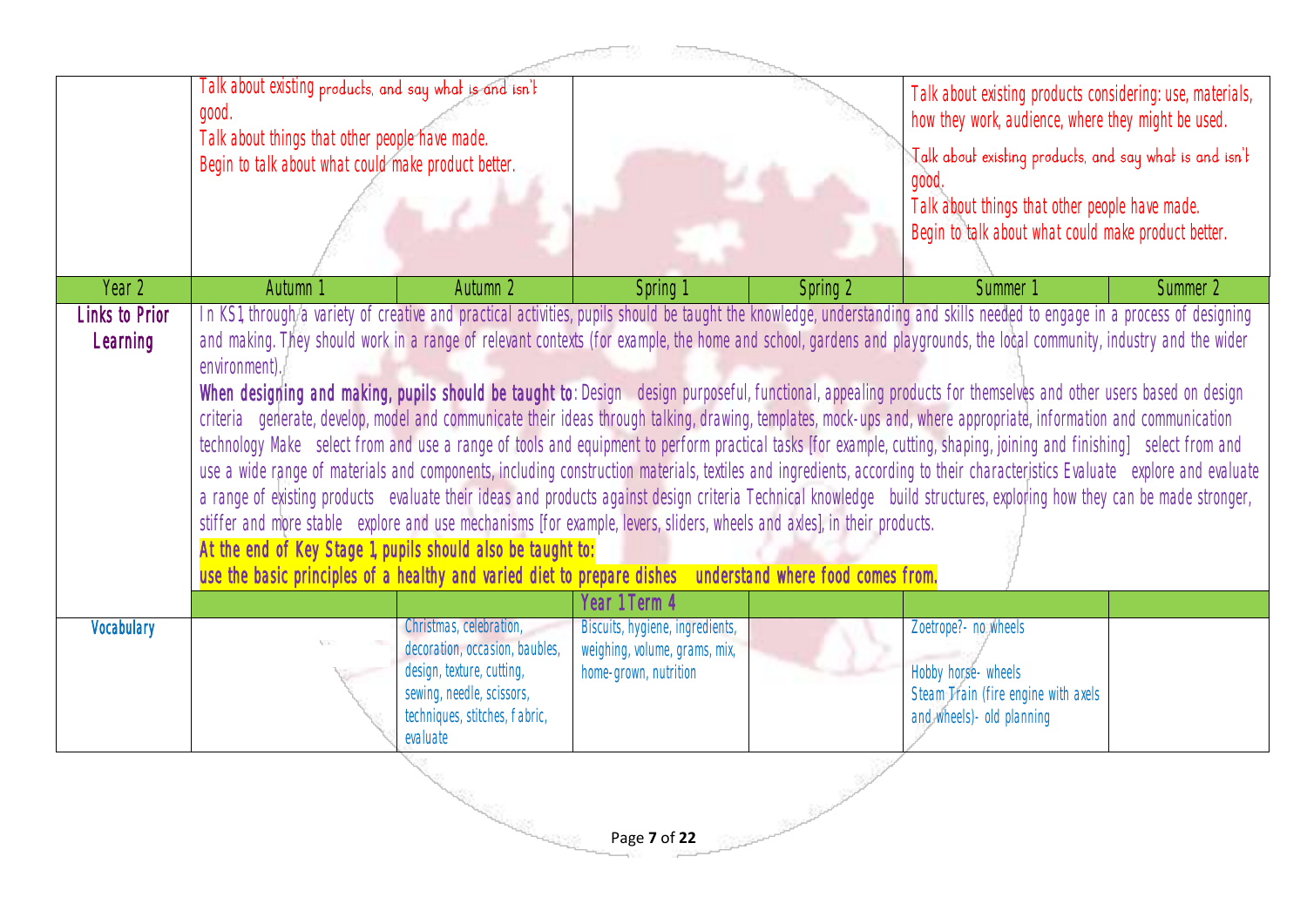| | | | | | | |
|---|---|---|---|---|---|---|
| | Talk about existing products, and say what is and isn't good.<br>Talk about things that other people have made.<br>Begin to talk about what could make product better. | | | | Talk about existing products considering: use, materials, how they work, audience, where they might be used.<br>Talk about existing products, and say what is and isn't good.<br>Talk about things that other people have made.<br>Begin to talk about what could make product better. | |
| **Year 2** | **Autumn 1** | **Autumn 2** | **Spring 1** | **Spring 2** | **Summer 1** | **Summer 2** |
| **Links to Prior Learning** | In KS1, through a variety of creative and practical activities, pupils should be taught the knowledge, understanding and skills needed to engage in a process of designing and making. They should work in a range of relevant contexts (for example, the home and school, gardens and playgrounds, the local community, industry and the wider environment).<br>**When designing and making, pupils should be taught to**: Design design purposeful, functional, appealing products for themselves and other users based on design criteria generate, develop, model and communicate their ideas through talking, drawing, templates, mock-ups and, where appropriate, information and communication technology Make select from and use a range of tools and equipment to perform practical tasks [for example, cutting, shaping, joining and finishing] select from and use a wide range of materials and components, including construction materials, textiles and ingredients, according to their characteristics Evaluate explore and evaluate a range of existing products evaluate their ideas and products against design criteria Technical knowledge build structures, exploring how they can be made stronger, stiffer and more stable explore and use mechanisms [for example, levers, sliders, wheels and axles], in their products.<br>**At the end of Key Stage 1, pupils should also be taught to:**<br>**use the basic principles of a healthy and varied diet to prepare dishes understand where food comes from.** | | | | | |
| | | | Year 1 Term 4 | | | |
| **Vocabulary** | | Christmas, celebration, decoration, occasion, baubles, design, texture, cutting, sewing, needle, scissors, techniques, stitches, fabric, evaluate | Biscuits, hygiene, ingredients, weighing, volume, grams, mix, home-grown, nutrition | | Zoetrope?- no wheels<br><br>Hobby horse- wheels<br>Steam Train (fire engine with axels and wheels)- old planning | |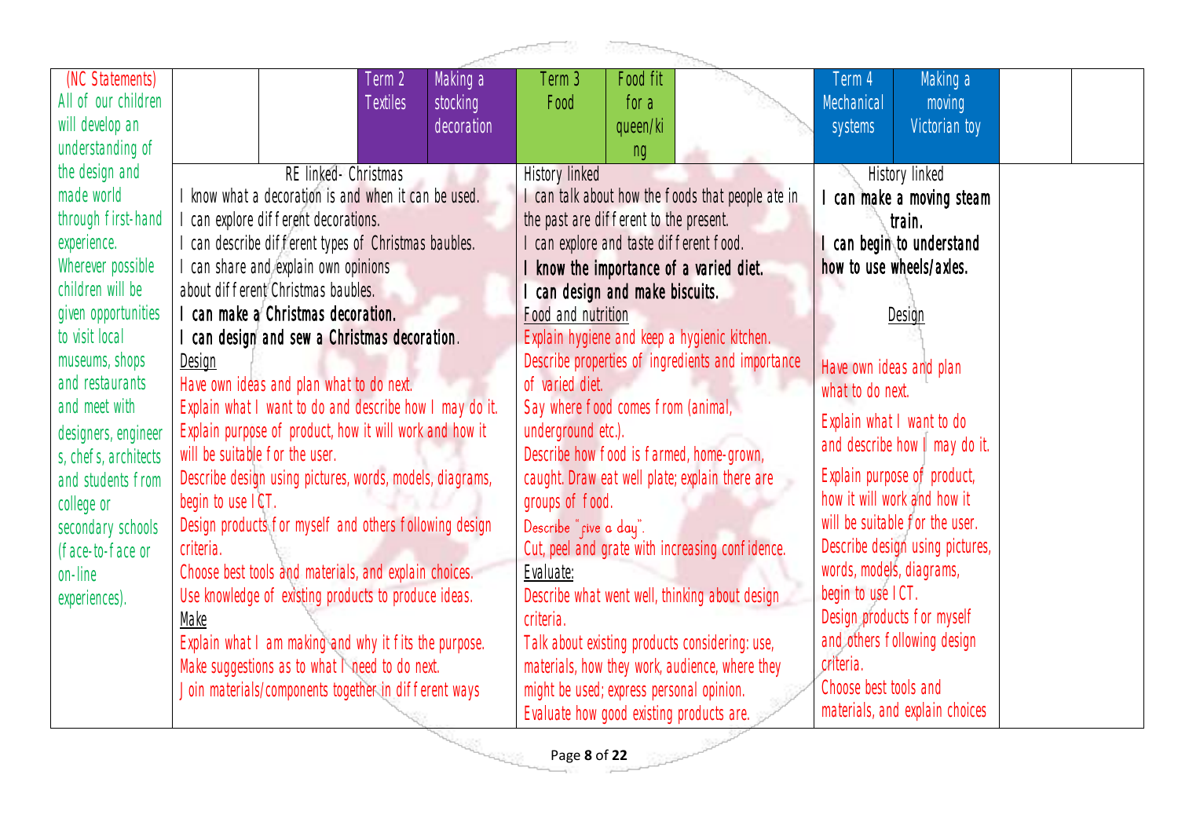| (NC Statements) All of our children will develop an understanding of the design and made world through first-hand experience. Wherever possible children will be given opportunities to visit local museums, shops and restaurants and meet with designers, engineers, chefs, architects and students from college or secondary schools (face-to-face or on-line experiences). | | | Term 2 Textiles | Making a stocking decoration | Term 3 Food | Food fit for a queen/king | | Term 4 Mechanical systems | Making a moving Victorian toy | | |
|---|---|---|---|---|---|---|---|---|---|---|---|
| | RE linked- Christmas<br>I know what a decoration is and when it can be used.<br>I can explore different decorations.<br>I can describe different types of Christmas baubles.<br>I can share and explain own opinions about different Christmas baubles.<br>**I can make a Christmas decoration.**<br>**I can design and sew a Christmas decoration.**<br><u>Design</u><br>Have own ideas and plan what to do next.<br>Explain what I want to do and describe how I may do it.<br>Explain purpose of product, how it will work and how it will be suitable for the user.<br>Describe design using pictures, words, models, diagrams, begin to use ICT.<br>Design products for myself and others following design criteria.<br>Choose best tools and materials, and explain choices.<br>Use knowledge of existing products to produce ideas.<br><u>Make</u><br>Explain what I am making and why it fits the purpose.<br>Make suggestions as to what I need to do next.<br>Join materials/components together in different ways | | | | History linked<br>I can talk about how the foods that people ate in the past are different to the present.<br>I can explore and taste different food.<br>**I know the importance of a varied diet.**<br>**I can design and make biscuits.**<br><u>Food and nutrition</u><br>Explain hygiene and keep a hygienic kitchen.<br>Describe properties of ingredients and importance of varied diet.<br>Say where food comes from (animal, underground etc.).<br>Describe how food is farmed, home-grown, caught. Draw eat well plate; explain there are groups of food.<br>Describe "five a day".<br>Cut, peel and grate with increasing confidence.<br><u>Evaluate:</u><br>Describe what went well, thinking about design criteria.<br>Talk about existing products considering: use, materials, how they work, audience, where they might be used; express personal opinion.<br>Evaluate how good existing products are. | | | History linked<br>**I can make a moving steam train.**<br>**I can begin to understand how to use wheels/axles.**<br><u>Design</u><br>Have own ideas and plan what to do next.<br>Explain what I want to do and describe how I may do it.<br>Explain purpose of product, how it will work and how it will be suitable for the user.<br>Describe design using pictures, words, models, diagrams, begin to use ICT.<br>Design products for myself and others following design criteria.<br>Choose best tools and materials, and explain choices | | | |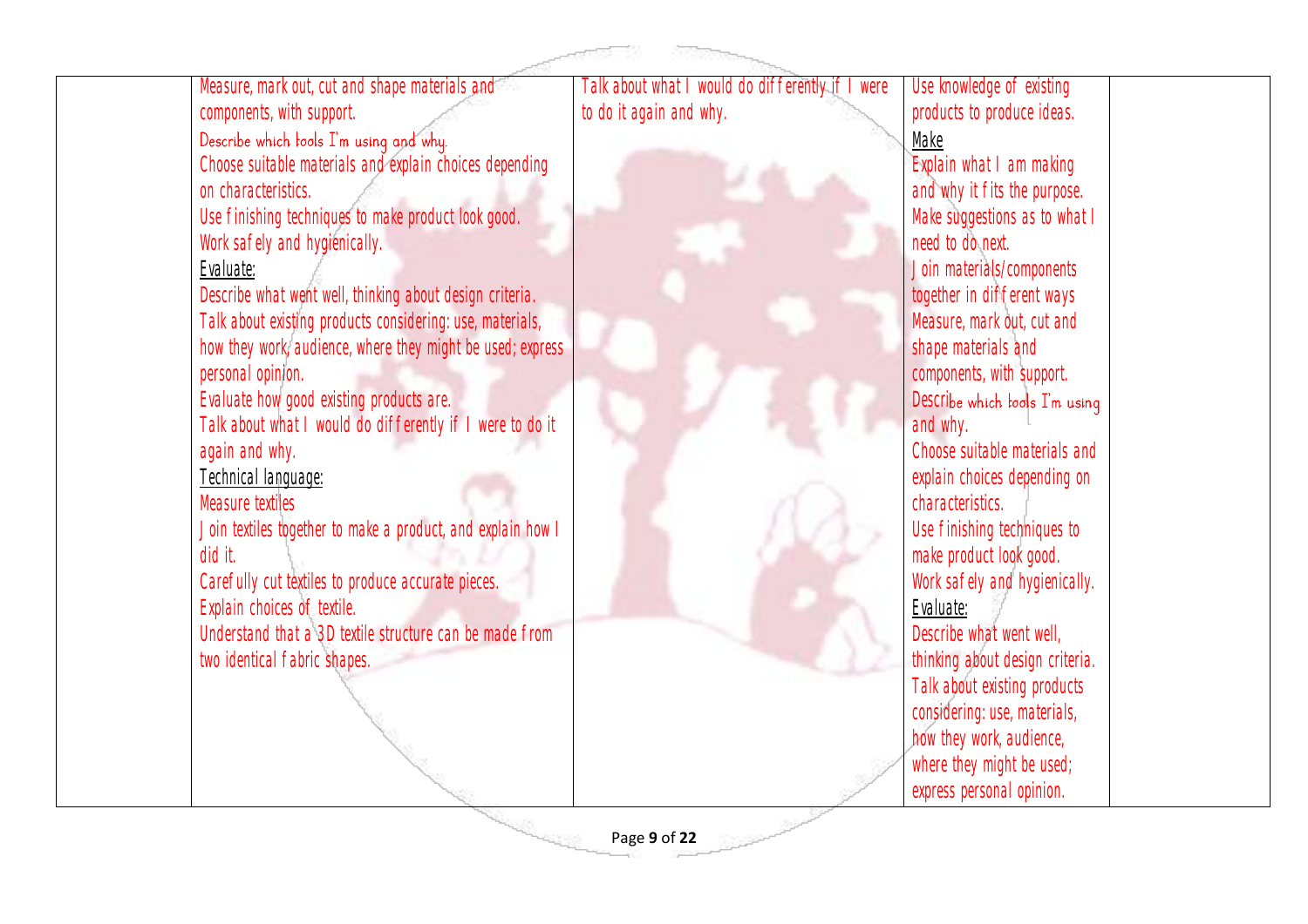| | | | | |
|---|---|---|---|---|
| | Measure, mark out, cut and shape materials and components, with support.<br>Describe which tools I'm using and why.<br>Choose suitable materials and explain choices depending on characteristics.<br>Use finishing techniques to make product look good.<br>Work safely and hygienically.<br><u>Evaluate:</u><br>Describe what went well, thinking about design criteria.<br>Talk about existing products considering: use, materials, how they work, audience, where they might be used; express personal opinion.<br>Evaluate how good existing products are.<br>Talk about what I would do differently if I were to do it again and why.<br><u>Technical language:</u><br>Measure textiles<br>Join textiles together to make a product, and explain how I did it.<br>Carefully cut textiles to produce accurate pieces.<br>Explain choices of textile.<br>Understand that a 3D textile structure can be made from two identical fabric shapes. | Talk about what I would do differently if I were to do it again and why. | Use knowledge of existing products to produce ideas.<br><u>Make</u><br>Explain what I am making and why it fits the purpose.<br>Make suggestions as to what I need to do next.<br>Join materials/components together in different ways<br>Measure, mark out, cut and shape materials and components, with support.<br>Describe which tools I'm using and why.<br>Choose suitable materials and explain choices depending on characteristics.<br>Use finishing techniques to make product look good.<br>Work safely and hygienically.<br><u>Evaluate:</u><br>Describe what went well, thinking about design criteria.<br>Talk about existing products considering: use, materials, how they work, audience, where they might be used; express personal opinion. | |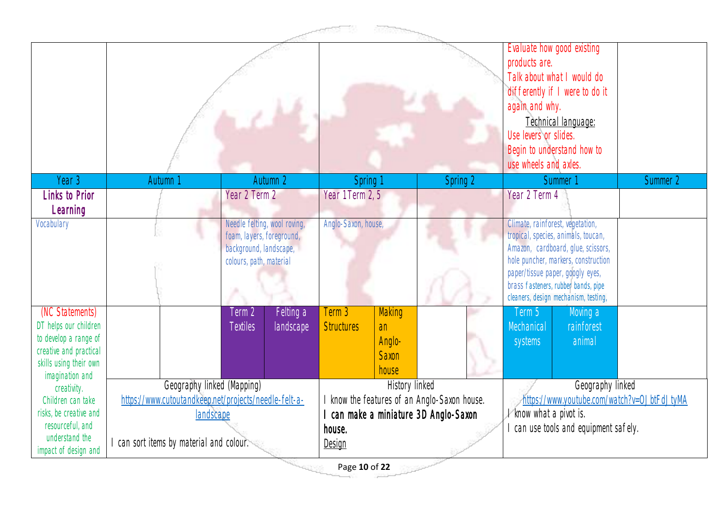| | | | | | | | | | |
|---|---|---|---|---|---|---|---|---|---|
| | | | | | | | Evaluate how good existing products are.<br>Talk about what I would do differently if I were to do it again and why.<br>Technical language:<br>Use levers or slides.<br>Begin to understand how to use wheels and axles. | | |
| Year 3 | Autumn 1 | | Autumn 2 | | Spring 1 | | Spring 2 | Summer 1 | | Summer 2 |
| **Links to Prior Learning** | | | Year 2 Term 2 | | Year 1 Term 2, 5 | | | Year 2 Term 4 | | |
| Vocabulary | | | Needle felting, wool roving, foam, layers, foreground, background, landscape, colours, path, material | | Anglo-Saxon, house, | | | Climate, rainforest, vegetation, tropical, species, animals, toucan, Amazon, cardboard, glue, scissors, hole puncher, markers, construction paper/tissue paper, googly eyes, brass fasteners, rubber bands, pipe cleaners, design mechanism, testing, | | |
| (NC Statements)<br>DT helps our children to develop a range of creative and practical skills using their own imagination and creativity.<br>Children can take risks, be creative and resourceful, and understand the impact of design and | | | Term 2 Textiles | Felting a landscape | Term 3 Structures | Making an Anglo-Saxon house | | Term 5 Mechanical systems | Moving a rainforest animal | |
| | Geography linked (Mapping)<br>https://www.cutoutandkeep.net/projects/needle-felt-a-landscape<br><br>I can sort items by material and colour. | | | | History linked<br>I know the features of an Anglo-Saxon house.<br>**I can make a miniature 3D Anglo-Saxon house.**<br>Design | | | Geography linked<br>https://www.youtube.com/watch?v=OJbtFdJtyMA<br>I know what a pivot is.<br>I can use tools and equipment safely. | | |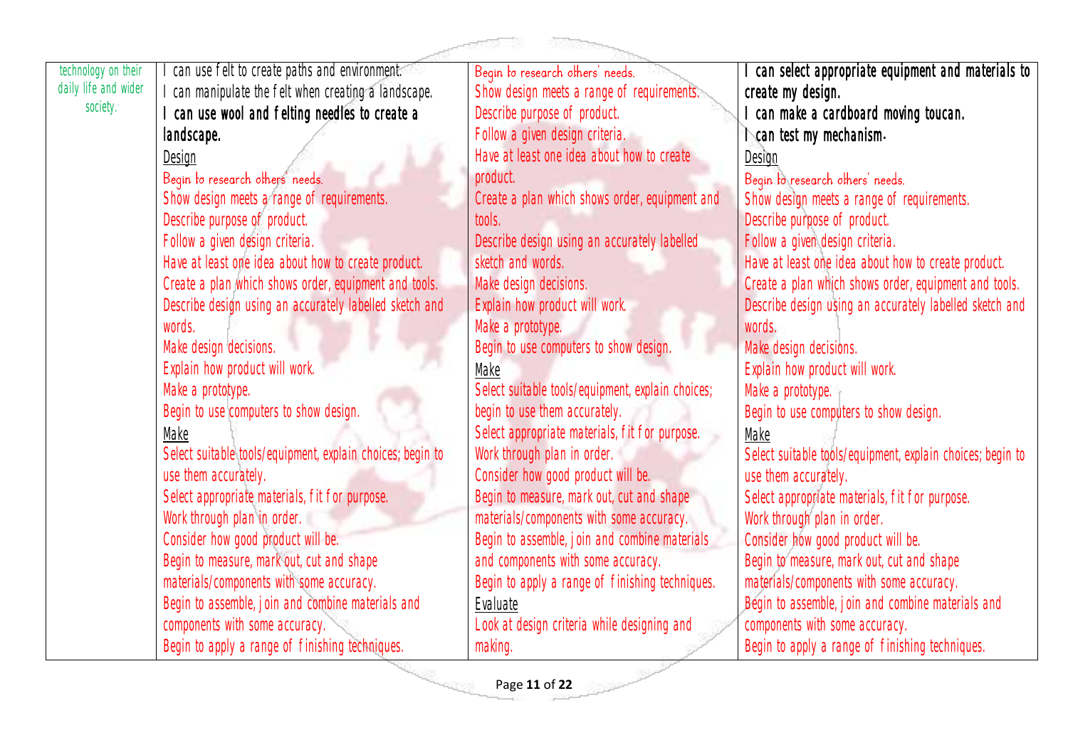| | | | |
|---|---|---|---|
| technology on their daily life and wider society. | I can use felt to create paths and environment.<br>I can manipulate the felt when creating a landscape.<br>**I can use wool and felting needles to create a landscape.**<br><u>Design</u><br>Begin to research others' needs.<br>Show design meets a range of requirements.<br>Describe purpose of product.<br>Follow a given design criteria.<br>Have at least one idea about how to create product.<br>Create a plan which shows order, equipment and tools.<br>Describe design using an accurately labelled sketch and words.<br>Make design decisions.<br>Explain how product will work.<br>Make a prototype.<br>Begin to use computers to show design.<br><u>Make</u><br>Select suitable tools/equipment, explain choices; begin to use them accurately.<br>Select appropriate materials, fit for purpose.<br>Work through plan in order.<br>Consider how good product will be.<br>Begin to measure, mark out, cut and shape materials/components with some accuracy.<br>Begin to assemble, join and combine materials and components with some accuracy.<br>Begin to apply a range of finishing techniques. | Begin to research others' needs.<br>Show design meets a range of requirements.<br>Describe purpose of product.<br>Follow a given design criteria.<br>Have at least one idea about how to create product.<br>Create a plan which shows order, equipment and tools.<br>Describe design using an accurately labelled sketch and words.<br>Make design decisions.<br>Explain how product will work.<br>Make a prototype.<br>Begin to use computers to show design.<br><u>Make</u><br>Select suitable tools/equipment, explain choices; begin to use them accurately.<br>Select appropriate materials, fit for purpose.<br>Work through plan in order.<br>Consider how good product will be.<br>Begin to measure, mark out, cut and shape materials/components with some accuracy.<br>Begin to assemble, join and combine materials and components with some accuracy.<br>Begin to apply a range of finishing techniques.<br><u>Evaluate</u><br>Look at design criteria while designing and making. | **I can select appropriate equipment and materials to create my design.**<br>**I can make a cardboard moving toucan.**<br>**I can test my mechanism.**<br><u>Design</u><br>Begin to research others' needs.<br>Show design meets a range of requirements.<br>Describe purpose of product.<br>Follow a given design criteria.<br>Have at least one idea about how to create product.<br>Create a plan which shows order, equipment and tools.<br>Describe design using an accurately labelled sketch and words.<br>Make design decisions.<br>Explain how product will work.<br>Make a prototype.<br>Begin to use computers to show design.<br><u>Make</u><br>Select suitable tools/equipment, explain choices; begin to use them accurately.<br>Select appropriate materials, fit for purpose.<br>Work through plan in order.<br>Consider how good product will be.<br>Begin to measure, mark out, cut and shape materials/components with some accuracy.<br>Begin to assemble, join and combine materials and components with some accuracy.<br>Begin to apply a range of finishing techniques. |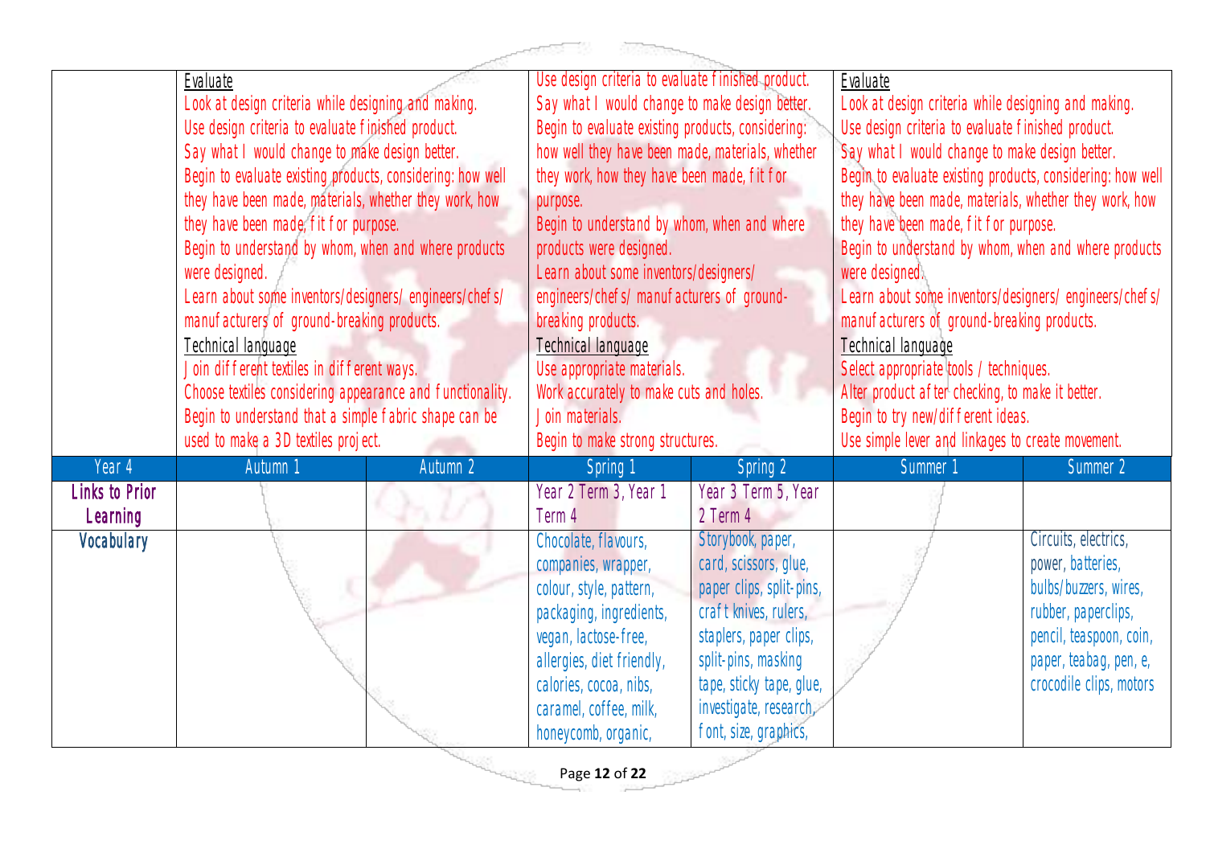| | | | | | | |
|---|---|---|---|---|---|---|
| | Evaluate<br>Look at design criteria while designing and making.<br>Use design criteria to evaluate finished product.<br>Say what I would change to make design better.<br>Begin to evaluate existing products, considering: how well they have been made, materials, whether they work, how they have been made, fit for purpose.<br>Begin to understand by whom, when and where products were designed.<br>Learn about some inventors/designers/ engineers/chefs/ manufacturers of ground-breaking products.<br>Technical language<br>Join different textiles in different ways.<br>Choose textiles considering appearance and functionality.<br>Begin to understand that a simple fabric shape can be used to make a 3D textiles project. | | Use design criteria to evaluate finished product.<br>Say what I would change to make design better.<br>Begin to evaluate existing products, considering: how well they have been made, materials, whether they work, how they have been made, fit for purpose.<br>Begin to understand by whom, when and where products were designed.<br>Learn about some inventors/designers/ engineers/chefs/ manufacturers of ground-breaking products.<br>Technical language<br>Use appropriate materials.<br>Work accurately to make cuts and holes.<br>Join materials.<br>Begin to make strong structures. | | Evaluate<br>Look at design criteria while designing and making.<br>Use design criteria to evaluate finished product.<br>Say what I would change to make design better.<br>Begin to evaluate existing products, considering: how well they have been made, materials, whether they work, how they have been made, fit for purpose.<br>Begin to understand by whom, when and where products were designed.<br>Learn about some inventors/designers/ engineers/chefs/ manufacturers of ground-breaking products.<br>Technical language<br>Select appropriate tools / techniques.<br>Alter product after checking, to make it better.<br>Begin to try new/different ideas.<br>Use simple lever and linkages to create movement. | |
| **Year 4** | **Autumn 1** | **Autumn 2** | **Spring 1** | **Spring 2** | **Summer 1** | **Summer 2** |
| **Links to Prior Learning** | | | Year 2 Term 3, Year 1 Term 4 | Year 3 Term 5, Year 2 Term 4 | | |
| **Vocabulary** | | | Chocolate, flavours, companies, wrapper, colour, style, pattern, packaging, ingredients, vegan, lactose-free, allergies, diet friendly, calories, cocoa, nibs, caramel, coffee, milk, honeycomb, organic, | Storybook, paper, card, scissors, glue, paper clips, split-pins, craft knives, rulers, staplers, paper clips, split-pins, masking tape, sticky tape, glue, investigate, research, font, size, graphics, | | Circuits, electrics, power, batteries, bulbs/buzzers, wires, rubber, paperclips, pencil, teaspoon, coin, paper, teabag, pen, e, crocodile clips, motors |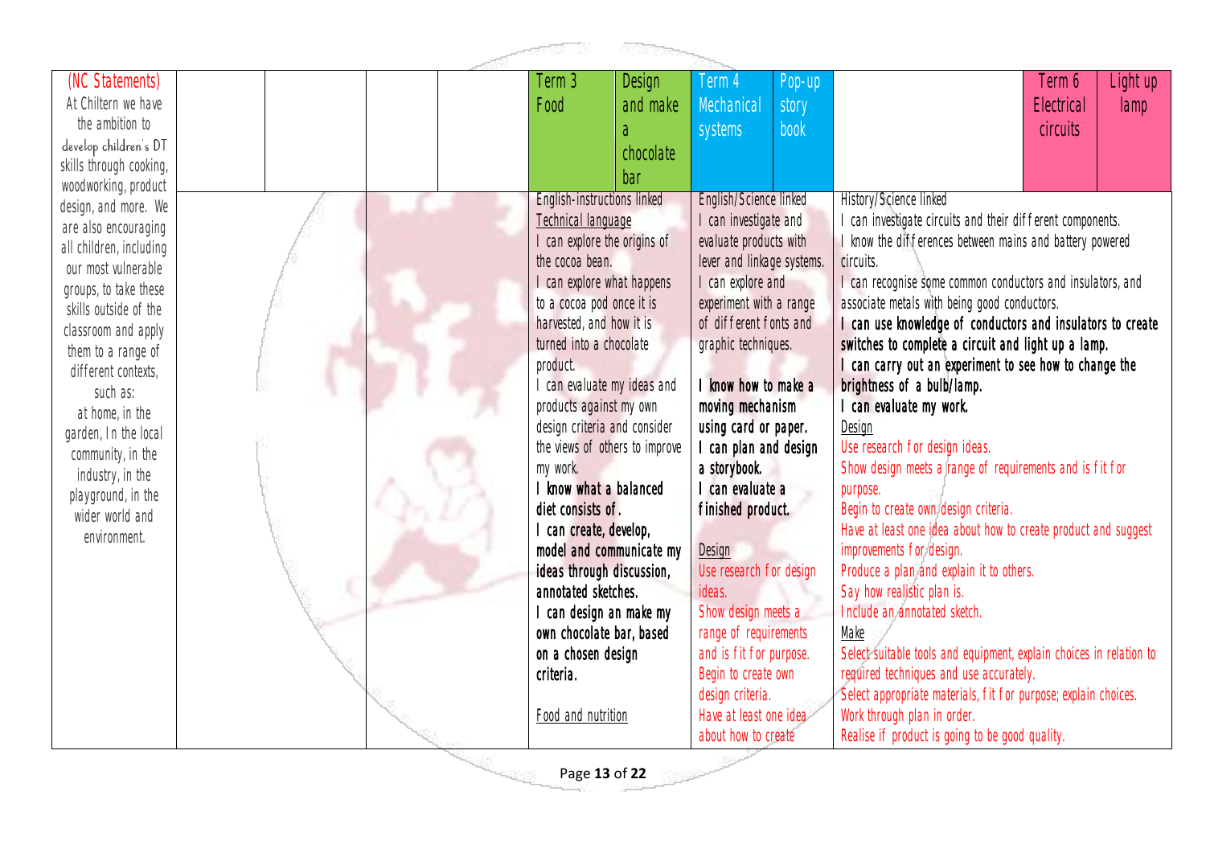| (NC Statements) At Chiltern we have the ambition to develop children's DT skills through cooking, woodworking, product design, and more. We are also encouraging all children, including our most vulnerable groups, to take these skills outside of the classroom and apply them to a range of different contexts, such as: at home, in the garden, In the local community, in the industry, in the playground, in the wider world and environment. | | | | Term 3 Food | Design and make a chocolate bar | Term 4 Mechanical systems | Pop-up story book | | Term 6 Electrical circuits | Light up lamp |
|---|---|---|---|---|---|---|---|---|---|---|
| | | | | English-instructions linked<br>Technical language<br>I can explore the origins of the cocoa bean.<br>I can explore what happens to a cocoa pod once it is harvested, and how it is turned into a chocolate product.<br>I can evaluate my ideas and products against my own design criteria and consider the views of others to improve my work.<br>**I know what a balanced diet consists of.**<br>**I can create, develop, model and communicate my ideas through discussion, annotated sketches.**<br>**I can design an make my own chocolate bar, based on a chosen design criteria.**<br><br>Food and nutrition | | English/Science linked<br>I can investigate and evaluate products with lever and linkage systems.<br>I can explore and experiment with a range of different fonts and graphic techniques.<br><br>**I know how to make a moving mechanism using card or paper.**<br>**I can plan and design a storybook.**<br>**I can evaluate a finished product.**<br><br>Design<br>Use research for design ideas.<br>Show design meets a range of requirements and is fit for purpose.<br>Begin to create own design criteria.<br>Have at least one idea about how to create | | History/Science linked<br>I can investigate circuits and their different components.<br>I know the differences between mains and battery powered circuits.<br>I can recognise some common conductors and insulators, and associate metals with being good conductors.<br>**I can use knowledge of conductors and insulators to create switches to complete a circuit and light up a lamp.**<br>**I can carry out an experiment to see how to change the brightness of a bulb/lamp.**<br>**I can evaluate my work.**<br>Design<br>Use research for design ideas.<br>Show design meets a range of requirements and is fit for purpose.<br>Begin to create own design criteria.<br>Have at least one idea about how to create product and suggest improvements for design.<br>Produce a plan and explain it to others.<br>Say how realistic plan is.<br>Include an annotated sketch.<br>Make<br>Select suitable tools and equipment, explain choices in relation to required techniques and use accurately.<br>Select appropriate materials, fit for purpose; explain choices.<br>Work through plan in order.<br>Realise if product is going to be good quality. | | |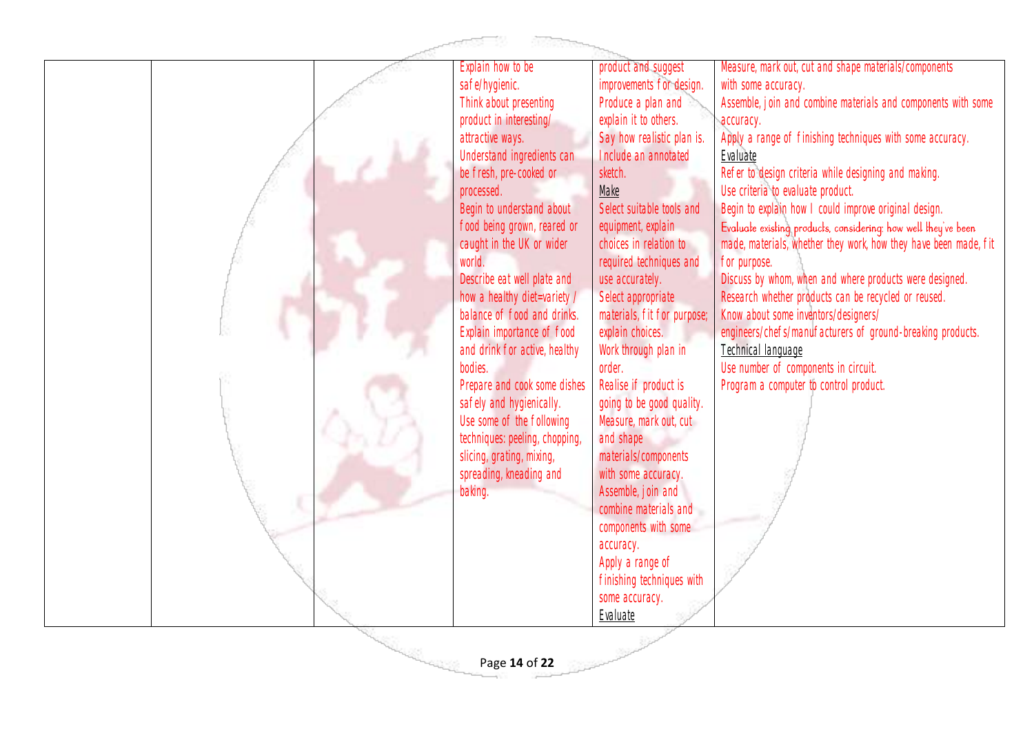| | | | | | |
|---|---|---|---|---|---|
| | | | Explain how to be safe/hygienic.<br>Think about presenting product in interesting/ attractive ways.<br>Understand ingredients can be fresh, pre-cooked or processed.<br>Begin to understand about food being grown, reared or caught in the UK or wider world.<br>Describe eat well plate and how a healthy diet=variety / balance of food and drinks.<br>Explain importance of food and drink for active, healthy bodies.<br>Prepare and cook some dishes safely and hygienically.<br>Use some of the following techniques: peeling, chopping, slicing, grating, mixing, spreading, kneading and baking. | product and suggest improvements for design.<br>Produce a plan and explain it to others.<br>Say how realistic plan is.<br>Include an annotated sketch.<br><u>Make</u><br>Select suitable tools and equipment, explain choices in relation to required techniques and use accurately.<br>Select appropriate materials, fit for purpose; explain choices.<br>Work through plan in order.<br>Realise if product is going to be good quality.<br>Measure, mark out, cut and shape materials/components with some accuracy.<br>Assemble, join and combine materials and components with some accuracy.<br>Apply a range of finishing techniques with some accuracy.<br><u>Evaluate</u> | Measure, mark out, cut and shape materials/components with some accuracy.<br>Assemble, join and combine materials and components with some accuracy.<br>Apply a range of finishing techniques with some accuracy.<br><u>Evaluate</u><br>Refer to design criteria while designing and making.<br>Use criteria to evaluate product.<br>Begin to explain how I could improve original design.<br>Evaluate existing products, considering: how well they've been made, materials, whether they work, how they have been made, fit for purpose.<br>Discuss by whom, when and where products were designed.<br>Research whether products can be recycled or reused.<br>Know about some inventors/designers/ engineers/chefs/manufacturers of ground-breaking products.<br><u>Technical language</u><br>Use number of components in circuit.<br>Program a computer to control product. |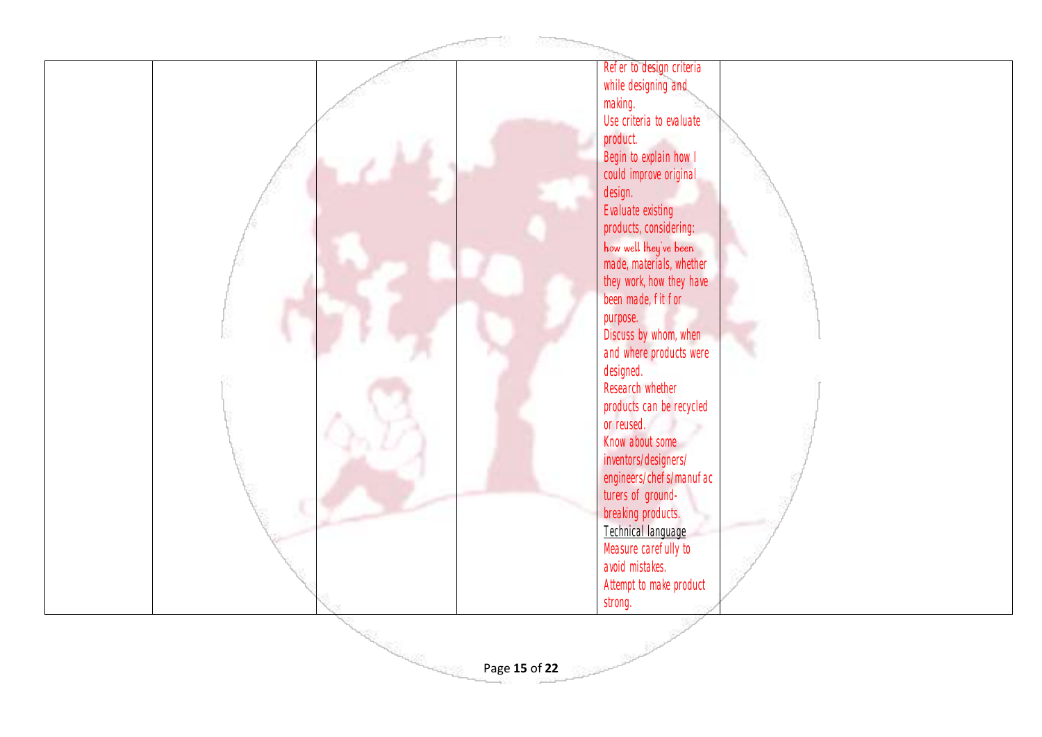|  |  |  |  | Refer to design criteria while designing and making.<br>Use criteria to evaluate product.<br>Begin to explain how I could improve original design.<br>Evaluate existing products, considering: how well they've been made, materials, whether they work, how they have been made, fit for purpose.<br>Discuss by whom, when and where products were designed.<br>Research whether products can be recycled or reused.<br>Know about some inventors/designers/ engineers/chefs/manufacturers of ground-breaking products.<br>Technical language<br>Measure carefully to avoid mistakes.<br>Attempt to make product strong. |  |
|---|---|---|---|---|---|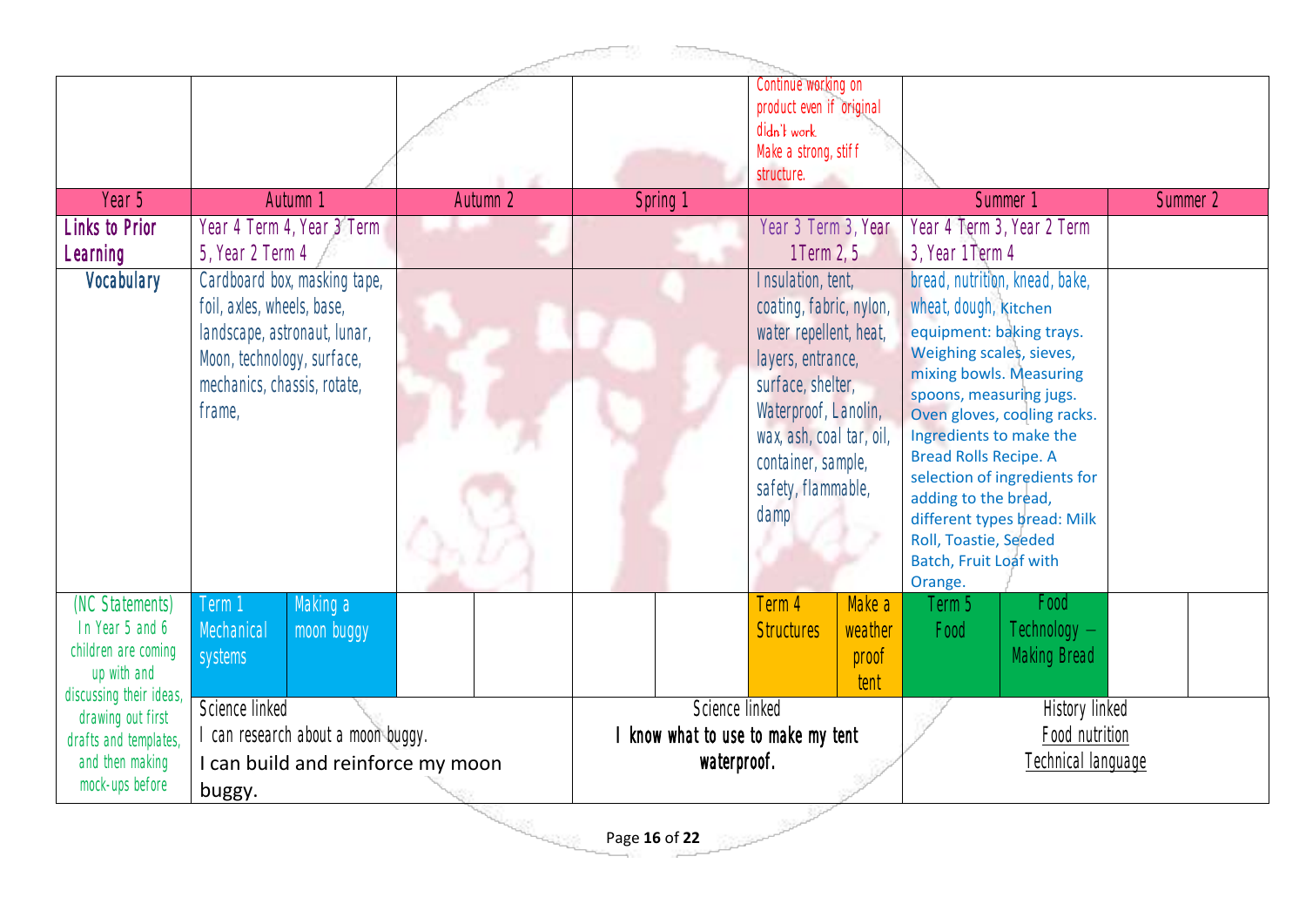| | | | | | | |
|---|---|---|---|---|---|---|
| | | | | Continue working on product even if original didn't work. Make a strong, stiff structure. | | |
| **Year 5** | **Autumn 1** | **Autumn 2** | **Spring 1** | | **Summer 1** | **Summer 2** |
| **Links to Prior Learning** | Year 4 Term 4, Year 3 Term 5, Year 2 Term 4 | | | Year 3 Term 3, Year 1Term 2, 5 | Year 4 Term 3, Year 2 Term 3, Year 1Term 4 | |
| **Vocabulary** | Cardboard box, masking tape, foil, axles, wheels, base, landscape, astronaut, lunar, Moon, technology, surface, mechanics, chassis, rotate, frame, | | | Insulation, tent, coating, fabric, nylon, water repellent, heat, layers, entrance, surface, shelter, Waterproof, Lanolin, wax, ash, coal tar, oil, container, sample, safety, flammable, damp | bread, nutrition, knead, bake, wheat, dough, Kitchen equipment: baking trays. Weighing scales, sieves, mixing bowls. Measuring spoons, measuring jugs. Oven gloves, cooling racks. Ingredients to make the Bread Rolls Recipe. A selection of ingredients for adding to the bread, different types bread: Milk Roll, Toastie, Seeded Batch, Fruit Loaf with Orange. | |
| (NC Statements) In Year 5 and 6 children are coming up with and discussing their ideas, drawing out first drafts and templates, and then making mock-ups before | Term 1 Mechanical systems – Making a moon buggy | | | Term 4 Structures – Make a weather proof tent | Term 5 Food – Food Technology – Making Bread | |
| | Science linked<br>I can research about a moon buggy.<br>I can build and reinforce my moon buggy. | | Science linked<br>I know what to use to make my tent waterproof. | | History linked<br>Food nutrition<br>Technical language | |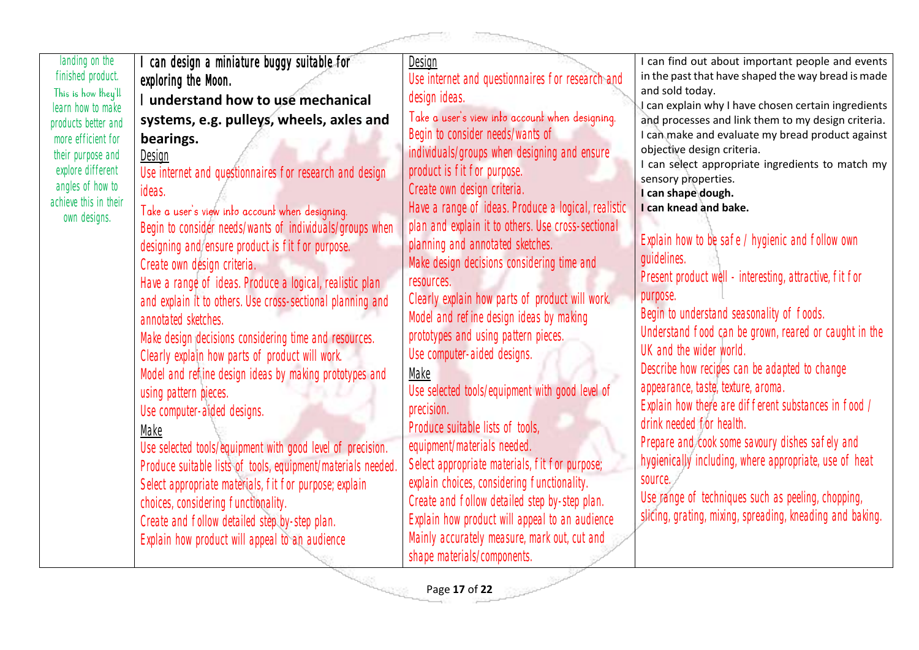| | | | |
|---|---|---|---|
| landing on the finished product. This is how they'll learn how to make products better and more efficient for their purpose and explore different angles of how to achieve this in their own designs. | I can design a miniature buggy suitable for exploring the Moon.<br>**I understand how to use mechanical systems, e.g. pulleys, wheels, axles and bearings.**<br>Design<br>Use internet and questionnaires for research and design ideas.<br>Take a user's view into account when designing.<br>Begin to consider needs/wants of individuals/groups when designing and ensure product is fit for purpose.<br>Create own design criteria.<br>Have a range of ideas. Produce a logical, realistic plan and explain it to others. Use cross-sectional planning and annotated sketches.<br>Make design decisions considering time and resources.<br>Clearly explain how parts of product will work.<br>Model and refine design ideas by making prototypes and using pattern pieces.<br>Use computer-aided designs.<br>Make<br>Use selected tools/equipment with good level of precision.<br>Produce suitable lists of tools, equipment/materials needed.<br>Select appropriate materials, fit for purpose; explain choices, considering functionality.<br>Create and follow detailed step by-step plan.<br>Explain how product will appeal to an audience | Design<br>Use internet and questionnaires for research and design ideas.<br>Take a user's view into account when designing.<br>Begin to consider needs/wants of individuals/groups when designing and ensure product is fit for purpose.<br>Create own design criteria.<br>Have a range of ideas. Produce a logical, realistic plan and explain it to others. Use cross-sectional planning and annotated sketches.<br>Make design decisions considering time and resources.<br>Clearly explain how parts of product will work.<br>Model and refine design ideas by making prototypes and using pattern pieces.<br>Use computer-aided designs.<br>Make<br>Use selected tools/equipment with good level of precision.<br>Produce suitable lists of tools, equipment/materials needed.<br>Select appropriate materials, fit for purpose; explain choices, considering functionality.<br>Create and follow detailed step by-step plan.<br>Explain how product will appeal to an audience<br>Mainly accurately measure, mark out, cut and shape materials/components. | I can find out about important people and events in the past that have shaped the way bread is made and sold today.<br>I can explain why I have chosen certain ingredients and processes and link them to my design criteria.<br>I can make and evaluate my bread product against objective design criteria.<br>I can select appropriate ingredients to match my sensory properties.<br>**I can shape dough.**<br>**I can knead and bake.**<br><br>Explain how to be safe / hygienic and follow own guidelines.<br>Present product well - interesting, attractive, fit for purpose.<br>Begin to understand seasonality of foods.<br>Understand food can be grown, reared or caught in the UK and the wider world.<br>Describe how recipes can be adapted to change appearance, taste, texture, aroma.<br>Explain how there are different substances in food / drink needed for health.<br>Prepare and cook some savoury dishes safely and hygienically including, where appropriate, use of heat source.<br>Use range of techniques such as peeling, chopping, slicing, grating, mixing, spreading, kneading and baking. |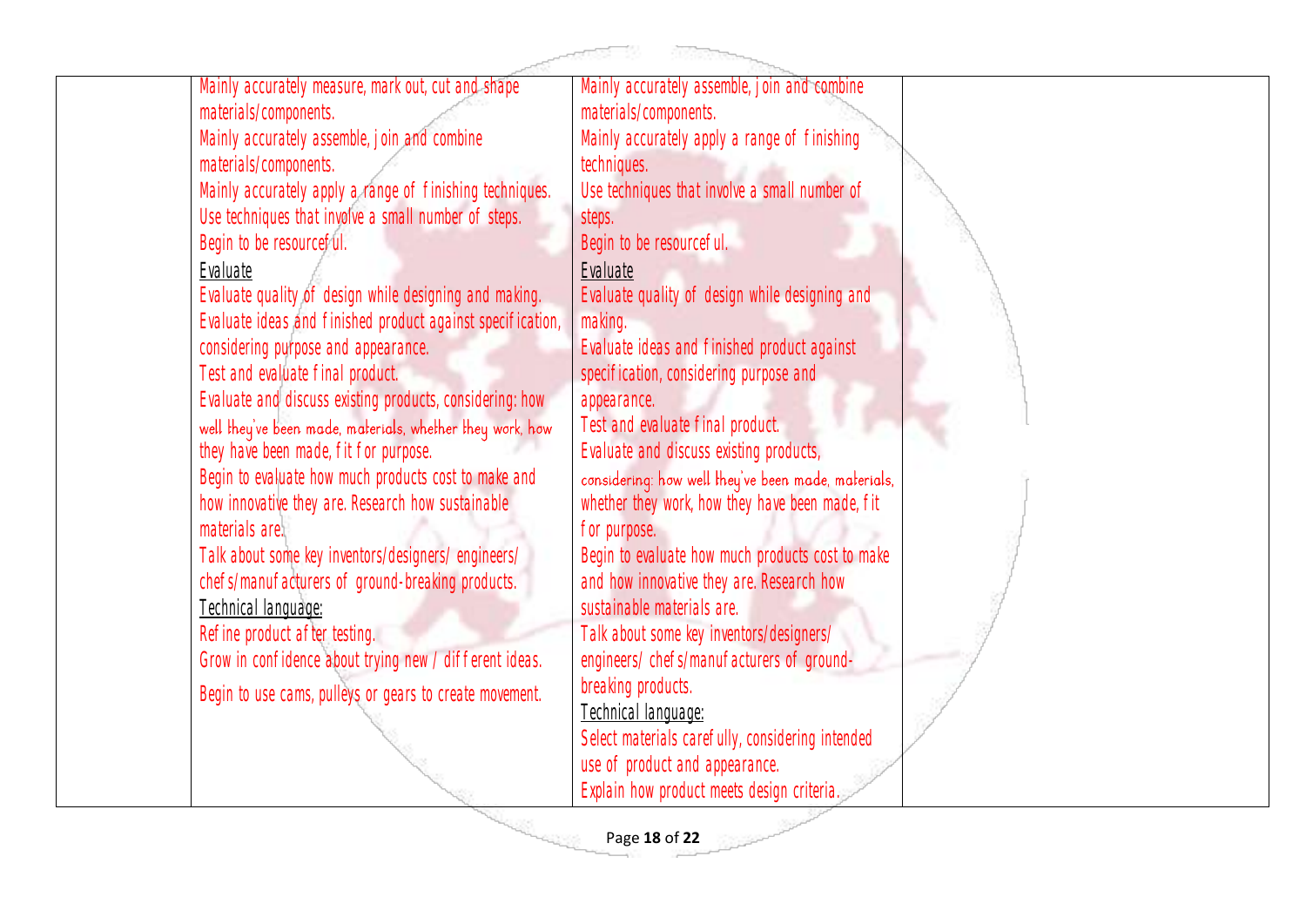| | | | |
|---|---|---|---|
| | Mainly accurately measure, mark out, cut and shape materials/components.<br>Mainly accurately assemble, join and combine materials/components.<br>Mainly accurately apply a range of finishing techniques.<br>Use techniques that involve a small number of steps.<br>Begin to be resourceful.<br><u>Evaluate</u><br>Evaluate quality of design while designing and making.<br>Evaluate ideas and finished product against specification, considering purpose and appearance.<br>Test and evaluate final product.<br>Evaluate and discuss existing products, considering: how well they've been made, materials, whether they work, how they have been made, fit for purpose.<br>Begin to evaluate how much products cost to make and how innovative they are. Research how sustainable materials are.<br>Talk about some key inventors/designers/ engineers/ chefs/manufacturers of ground-breaking products.<br><u>Technical language:</u><br>Refine product after testing.<br>Grow in confidence about trying new / different ideas.<br>Begin to use cams, pulleys or gears to create movement. | Mainly accurately assemble, join and combine materials/components.<br>Mainly accurately apply a range of finishing techniques.<br>Use techniques that involve a small number of steps.<br>Begin to be resourceful.<br><u>Evaluate</u><br>Evaluate quality of design while designing and making.<br>Evaluate ideas and finished product against specification, considering purpose and appearance.<br>Test and evaluate final product.<br>Evaluate and discuss existing products, considering: how well they've been made, materials, whether they work, how they have been made, fit for purpose.<br>Begin to evaluate how much products cost to make and how innovative they are. Research how sustainable materials are.<br>Talk about some key inventors/designers/ engineers/ chefs/manufacturers of ground-breaking products.<br><u>Technical language:</u><br>Select materials carefully, considering intended use of product and appearance.<br>Explain how product meets design criteria. | |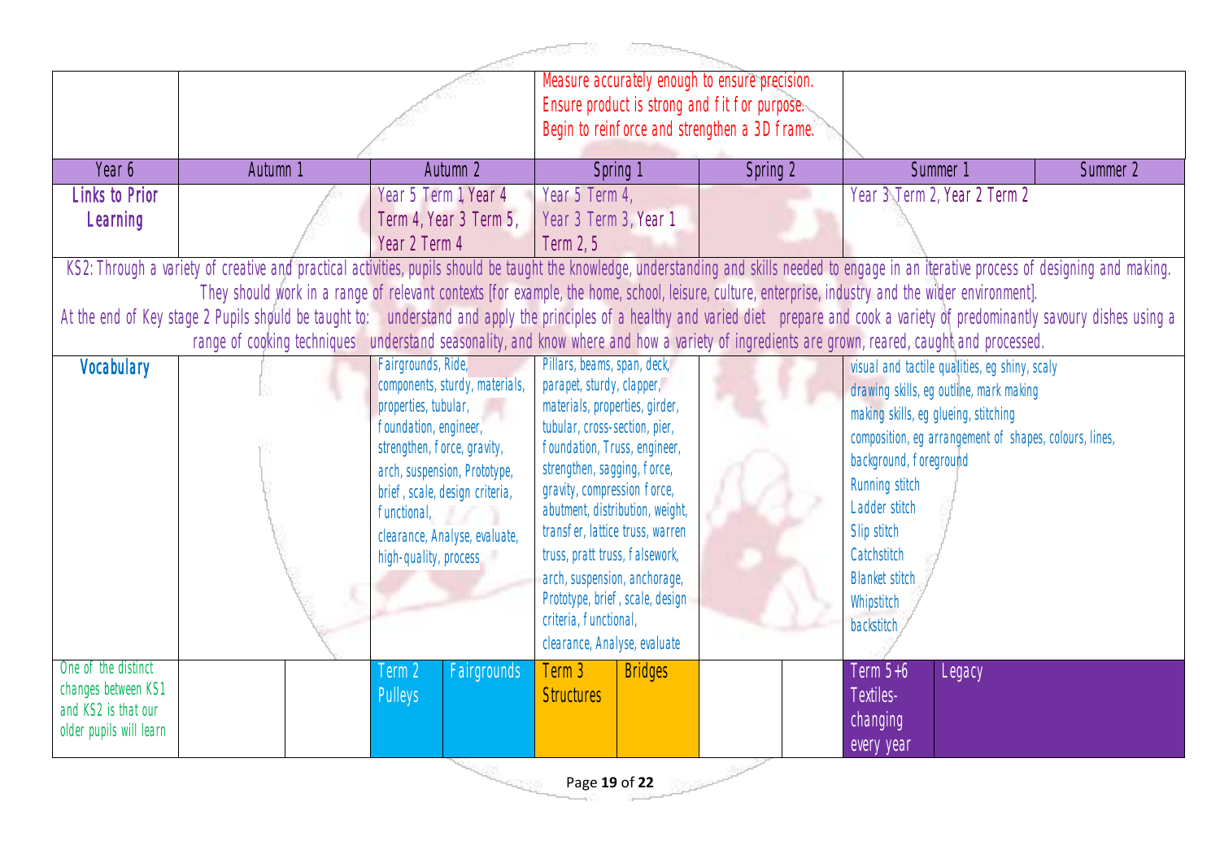| | | | Measure accurately enough to ensure precision.<br>Ensure product is strong and fit for purpose.<br>Begin to reinforce and strengthen a 3D frame. | | | | |
|---|---|---|---|---|---|---|---|
| **Year 6** | **Autumn 1** | | **Autumn 2** | **Spring 1** | **Spring 2** | **Summer 1** | **Summer 2** |
| **Links to Prior Learning** | | | Year 5 Term 1, Year 4 Term 4, Year 3 Term 5, Year 2 Term 4 | Year 5 Term 4, Year 3 Term 3, Year 1 Term 2, 5 | | Year 3 Term 2, Year 2 Term 2 | |

KS2: Through a variety of creative and practical activities, pupils should be taught the knowledge, understanding and skills needed to engage in an iterative process of designing and making. They should work in a range of relevant contexts [for example, the home, school, leisure, culture, enterprise, industry and the wider environment].
At the end of Key stage 2 Pupils should be taught to: understand and apply the principles of a healthy and varied diet prepare and cook a variety of predominantly savoury dishes using a range of cooking techniques understand seasonality, and know where and how a variety of ingredients are grown, reared, caught and processed.

| **Vocabulary** | | Fairgrounds, Ride, components, sturdy, materials, properties, tubular, foundation, engineer, strengthen, force, gravity, arch, suspension, Prototype, brief, scale, design criteria, functional, clearance, Analyse, evaluate, high-quality, process | Pillars, beams, span, deck, parapet, sturdy, clapper, materials, properties, girder, tubular, cross-section, pier, foundation, Truss, engineer, strengthen, sagging, force, gravity, compression force, abutment, distribution, weight, transfer, lattice truss, warren truss, pratt truss, falsework, arch, suspension, anchorage, Prototype, brief, scale, design criteria, functional, clearance, Analyse, evaluate | | visual and tactile qualities, eg shiny, scaly<br>drawing skills, eg outline, mark making<br>making skills, eg glueing, stitching<br>composition, eg arrangement of shapes, colours, lines, background, foreground<br>Running stitch<br>Ladder stitch<br>Slip stitch<br>Catchstitch<br>Blanket stitch<br>Whipstitch<br>backstitch |
|---|---|---|---|---|---|

| One of the distinct changes between KS1 and KS2 is that our older pupils will learn | | | Term 2 Pulleys | Fairgrounds | Term 3 Structures | Bridges | | | Term 5+6 Textiles- changing every year | Legacy |
|---|---|---|---|---|---|---|---|---|---|---|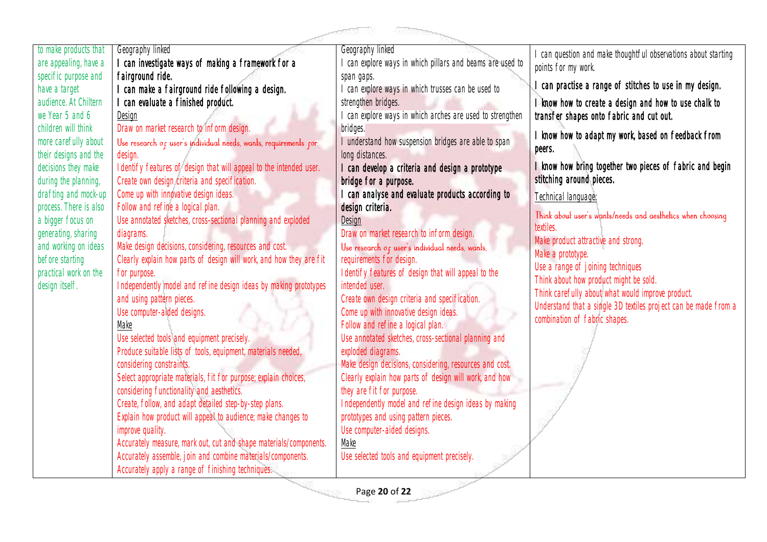| | | | |
|---|---|---|---|
| to make products that are appealing, have a specific purpose and have a target audience. At Chiltern we Year 5 and 6 children will think more carefully about their designs and the decisions they make during the planning, drafting and mock-up process. There is also a bigger focus on generating, sharing and working on ideas before starting practical work on the design itself. | Geography linked<br>**I can investigate ways of making a framework for a fairground ride.**<br>**I can make a fairground ride following a design.**<br>**I can evaluate a finished product.**<br>Design<br>Draw on market research to inform design.<br>Use research of user's individual needs, wants, requirements for design.<br>Identify features of design that will appeal to the intended user.<br>Create own design criteria and specification.<br>Come up with innovative design ideas.<br>Follow and refine a logical plan.<br>Use annotated sketches, cross-sectional planning and exploded diagrams.<br>Make design decisions, considering, resources and cost.<br>Clearly explain how parts of design will work, and how they are fit for purpose.<br>Independently model and refine design ideas by making prototypes and using pattern pieces.<br>Use computer-aided designs.<br>Make<br>Use selected tools and equipment precisely.<br>Produce suitable lists of tools, equipment, materials needed, considering constraints.<br>Select appropriate materials, fit for purpose; explain choices, considering functionality and aesthetics.<br>Create, follow, and adapt detailed step-by-step plans.<br>Explain how product will appeal to audience; make changes to improve quality.<br>Accurately measure, mark out, cut and shape materials/components.<br>Accurately assemble, join and combine materials/components.<br>Accurately apply a range of finishing techniques. | Geography linked<br>I can explore ways in which pillars and beams are used to span gaps.<br>I can explore ways in which trusses can be used to strengthen bridges.<br>I can explore ways in which arches are used to strengthen bridges.<br>I understand how suspension bridges are able to span long distances.<br>**I can develop a criteria and design a prototype bridge for a purpose.**<br>**I can analyse and evaluate products according to design criteria.**<br>Design<br>Draw on market research to inform design.<br>Use research of user's individual needs, wants, requirements for design.<br>Identify features of design that will appeal to the intended user.<br>Create own design criteria and specification.<br>Come up with innovative design ideas.<br>Follow and refine a logical plan.<br>Use annotated sketches, cross-sectional planning and exploded diagrams.<br>Make design decisions, considering, resources and cost.<br>Clearly explain how parts of design will work, and how they are fit for purpose.<br>Independently model and refine design ideas by making prototypes and using pattern pieces.<br>Use computer-aided designs.<br>Make<br>Use selected tools and equipment precisely. | I can question and make thoughtful observations about starting points for my work.<br>**I can practise a range of stitches to use in my design.**<br>**I know how to create a design and how to use chalk to transfer shapes onto fabric and cut out.**<br>**I know how to adapt my work, based on feedback from peers.**<br>**I know how bring together two pieces of fabric and begin stitching around pieces.**<br>Technical language:<br>Think about user's wants/needs and aesthetics when choosing textiles.<br>Make product attractive and strong.<br>Make a prototype.<br>Use a range of joining techniques<br>Think about how product might be sold.<br>Think carefully about what would improve product.<br>Understand that a single 3D textiles project can be made from a combination of fabric shapes. |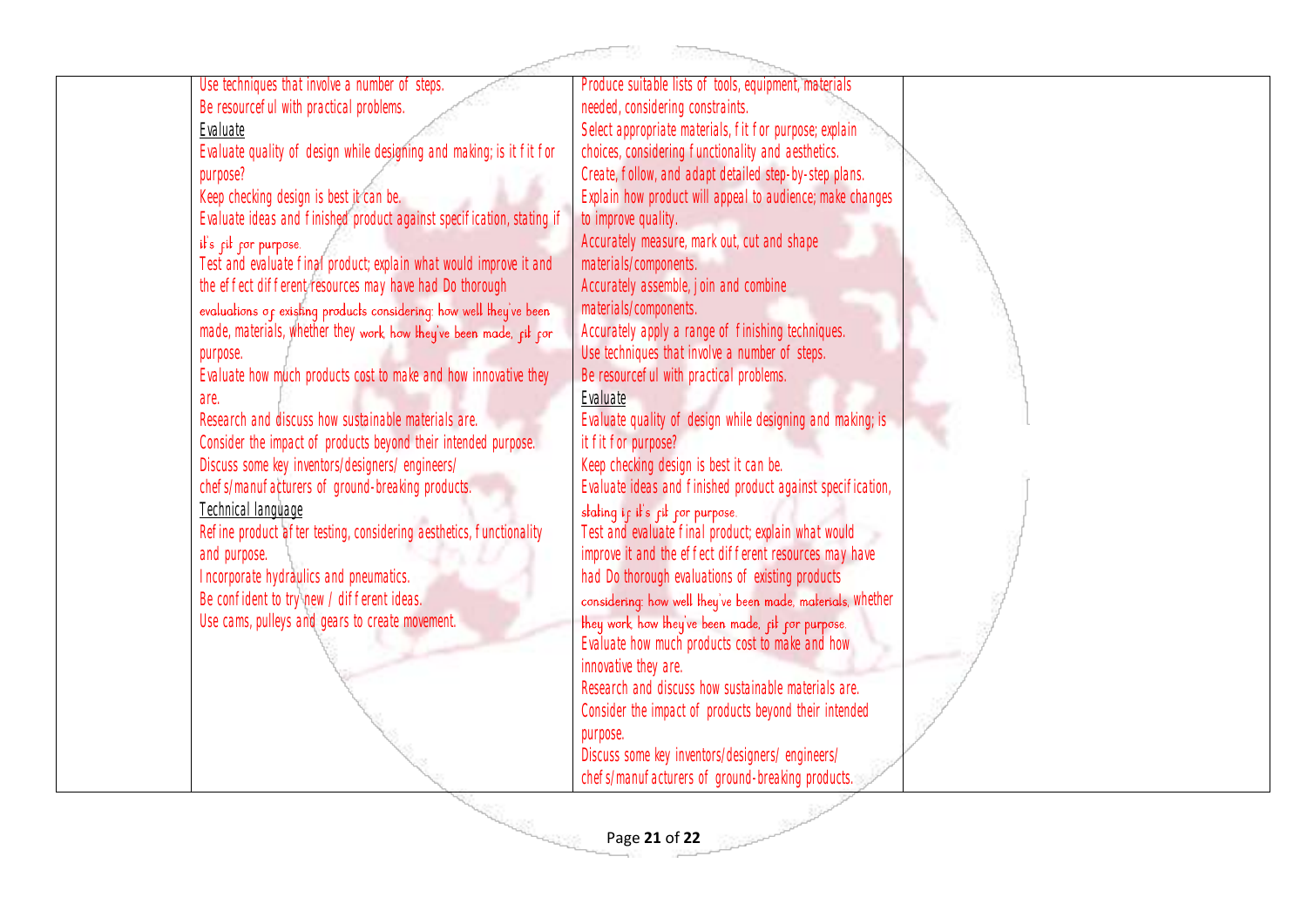|  | Use techniques that involve a number of steps.<br>Be resourceful with practical problems.<br><u>Evaluate</u><br>Evaluate quality of design while designing and making; is it fit for purpose?<br>Keep checking design is best it can be.<br>Evaluate ideas and finished product against specification, stating if it's fit for purpose.<br>Test and evaluate final product; explain what would improve it and the effect different resources may have had Do thorough evaluations of existing products considering: how well they've been made, materials, whether they work, how they've been made, fit for purpose.<br>Evaluate how much products cost to make and how innovative they are.<br>Research and discuss how sustainable materials are.<br>Consider the impact of products beyond their intended purpose.<br>Discuss some key inventors/designers/ engineers/ chefs/manufacturers of ground-breaking products.<br><u>Technical language</u><br>Refine product after testing, considering aesthetics, functionality and purpose.<br>Incorporate hydraulics and pneumatics.<br>Be confident to try new / different ideas.<br>Use cams, pulleys and gears to create movement. | Produce suitable lists of tools, equipment, materials needed, considering constraints.<br>Select appropriate materials, fit for purpose; explain choices, considering functionality and aesthetics.<br>Create, follow, and adapt detailed step-by-step plans.<br>Explain how product will appeal to audience; make changes to improve quality.<br>Accurately measure, mark out, cut and shape materials/components.<br>Accurately assemble, join and combine materials/components.<br>Accurately apply a range of finishing techniques.<br>Use techniques that involve a number of steps.<br>Be resourceful with practical problems.<br><u>Evaluate</u><br>Evaluate quality of design while designing and making; is it fit for purpose?<br>Keep checking design is best it can be.<br>Evaluate ideas and finished product against specification, stating if it's fit for purpose.<br>Test and evaluate final product; explain what would improve it and the effect different resources may have had Do thorough evaluations of existing products considering: how well they've been made, materials, whether they work, how they've been made, fit for purpose.<br>Evaluate how much products cost to make and how innovative they are.<br>Research and discuss how sustainable materials are.<br>Consider the impact of products beyond their intended purpose.<br>Discuss some key inventors/designers/ engineers/ chefs/manufacturers of ground-breaking products. |  |
|---|---|---|---|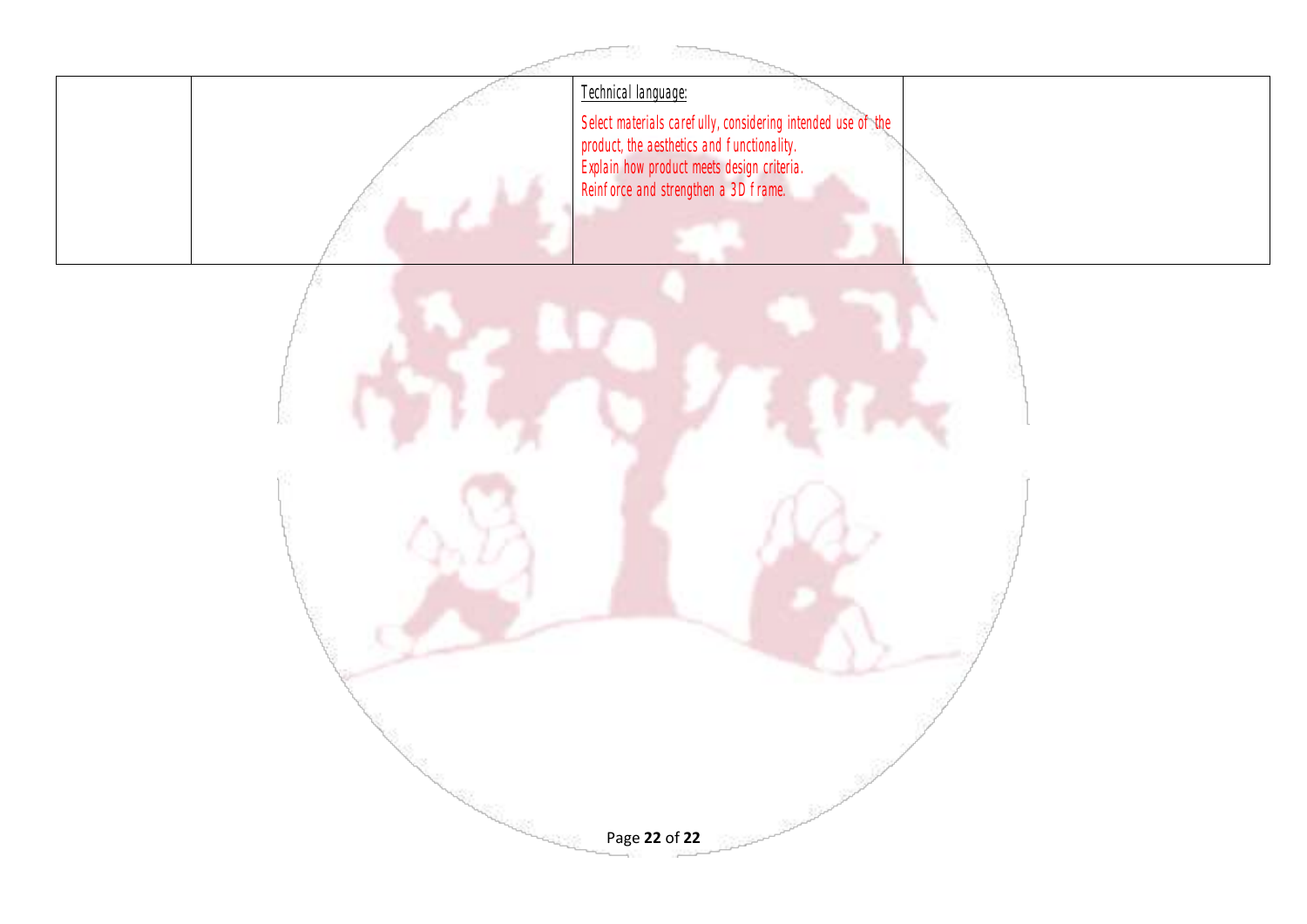| | | | |
|---|---|---|---|
| | | Technical language:<br>Select materials carefully, considering intended use of the product, the aesthetics and functionality.<br>Explain how product meets design criteria.<br>Reinforce and strengthen a 3D frame. | |